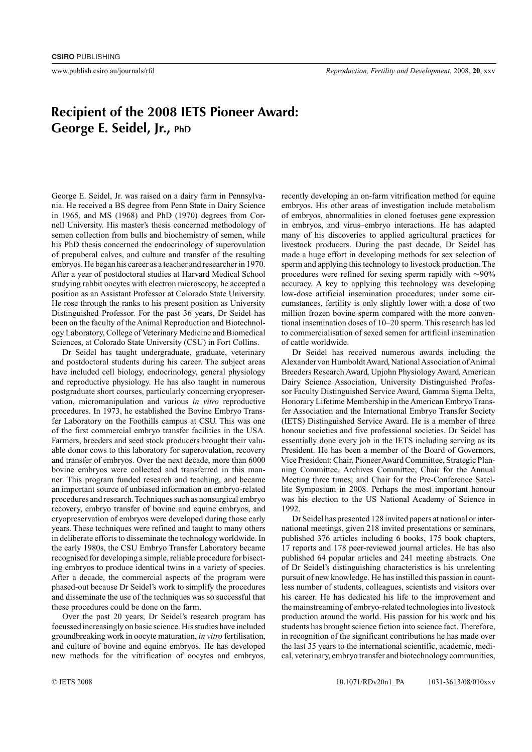# Recipient of the 2008 IETS Pioneer Award: George E. Seidel, Jr., PhD

George E. Seidel, Jr. was raised on a dairy farm in Pennsylvania. He received a BS degree from Penn State in Dairy Science in 1965, and MS (1968) and PhD (1970) degrees from Cornell University. His master's thesis concerned methodology of semen collection from bulls and biochemistry of semen, while his PhD thesis concerned the endocrinology of superovulation of prepuberal calves, and culture and transfer of the resulting embryos. He began his career as a teacher and researcher in 1970. After a year of postdoctoral studies at Harvard Medical School studying rabbit oocytes with electron microscopy, he accepted a position as an Assistant Professor at Colorado State University. He rose through the ranks to his present position as University Distinguished Professor. For the past 36 years, Dr Seidel has been on the faculty of the Animal Reproduction and Biotechnology Laboratory, College of Veterinary Medicine and Biomedical Sciences, at Colorado State University (CSU) in Fort Collins.

Dr Seidel has taught undergraduate, graduate, veterinary and postdoctoral students during his career. The subject areas have included cell biology, endocrinology, general physiology and reproductive physiology. He has also taught in numerous postgraduate short courses, particularly concerning cryopreservation, micromanipulation and various *in vitro* reproductive procedures. In 1973, he established the Bovine Embryo Transfer Laboratory on the Foothills campus at CSU. This was one of the first commercial embryo transfer facilities in the USA. Farmers, breeders and seed stock producers brought their valuable donor cows to this laboratory for superovulation, recovery and transfer of embryos. Over the next decade, more than 6000 bovine embryos were collected and transferred in this manner. This program funded research and teaching, and became an important source of unbiased information on embryo-related procedures and research. Techniques such as nonsurgical embryo recovery, embryo transfer of bovine and equine embryos, and cryopreservation of embryos were developed during those early years. These techniques were refined and taught to many others in deliberate efforts to disseminate the technology worldwide. In the early 1980s, the CSU Embryo Transfer Laboratory became recognised for developing a simple, reliable procedure for bisecting embryos to produce identical twins in a variety of species. After a decade, the commercial aspects of the program were phased-out because Dr Seidel's work to simplify the procedures and disseminate the use of the techniques was so successful that these procedures could be done on the farm.

Over the past 20 years, Dr Seidel's research program has focussed increasingly on basic science. His studies have included groundbreaking work in oocyte maturation, *in vitro* fertilisation, and culture of bovine and equine embryos. He has developed new methods for the vitrification of oocytes and embryos, recently developing an on-farm vitrification method for equine embryos. His other areas of investigation include metabolism of embryos, abnormalities in cloned foetuses gene expression in embryos, and virus–embryo interactions. He has adapted many of his discoveries to applied agricultural practices for livestock producers. During the past decade, Dr Seidel has made a huge effort in developing methods for sex selection of sperm and applying this technology to livestock production. The procedures were refined for sexing sperm rapidly with ∼90% accuracy. A key to applying this technology was developing low-dose artificial insemination procedures; under some circumstances, fertility is only slightly lower with a dose of two million frozen bovine sperm compared with the more conventional insemination doses of 10–20 sperm. This research has led to commercialisation of sexed semen for artificial insemination of cattle worldwide.

Dr Seidel has received numerous awards including the Alexander von Humboldt Award, National Association of Animal Breeders Research Award, Upjohn Physiology Award, American Dairy Science Association, University Distinguished Professor Faculty Distinguished Service Award, Gamma Sigma Delta, Honorary Lifetime Membership in the American Embryo Transfer Association and the International Embryo Transfer Society (IETS) Distinguished Service Award. He is a member of three honour societies and five professional societies. Dr Seidel has essentially done every job in the IETS including serving as its President. He has been a member of the Board of Governors, Vice President; Chair, Pioneer Award Committee, Strategic Planning Committee, Archives Committee; Chair for the Annual Meeting three times; and Chair for the Pre-Conference Satellite Symposium in 2008. Perhaps the most important honour was his election to the US National Academy of Science in 1992.

Dr Seidel has presented 128 invited papers at national or international meetings, given 218 invited presentations or seminars, published 376 articles including 6 books, 175 book chapters, 17 reports and 178 peer-reviewed journal articles. He has also published 64 popular articles and 241 meeting abstracts. One of Dr Seidel's distinguishing characteristics is his unrelenting pursuit of new knowledge. He has instilled this passion in countless number of students, colleagues, scientists and visitors over his career. He has dedicated his life to the improvement and the mainstreaming of embryo-related technologies into livestock production around the world. His passion for his work and his students has brought science fiction into science fact. Therefore, in recognition of the significant contributions he has made over the last 35 years to the international scientific, academic, medical, veterinary, embryo transfer and biotechnology communities,

© IETS 2008 10.1071/RDv20n1_PA 1031-3613/08/010xxv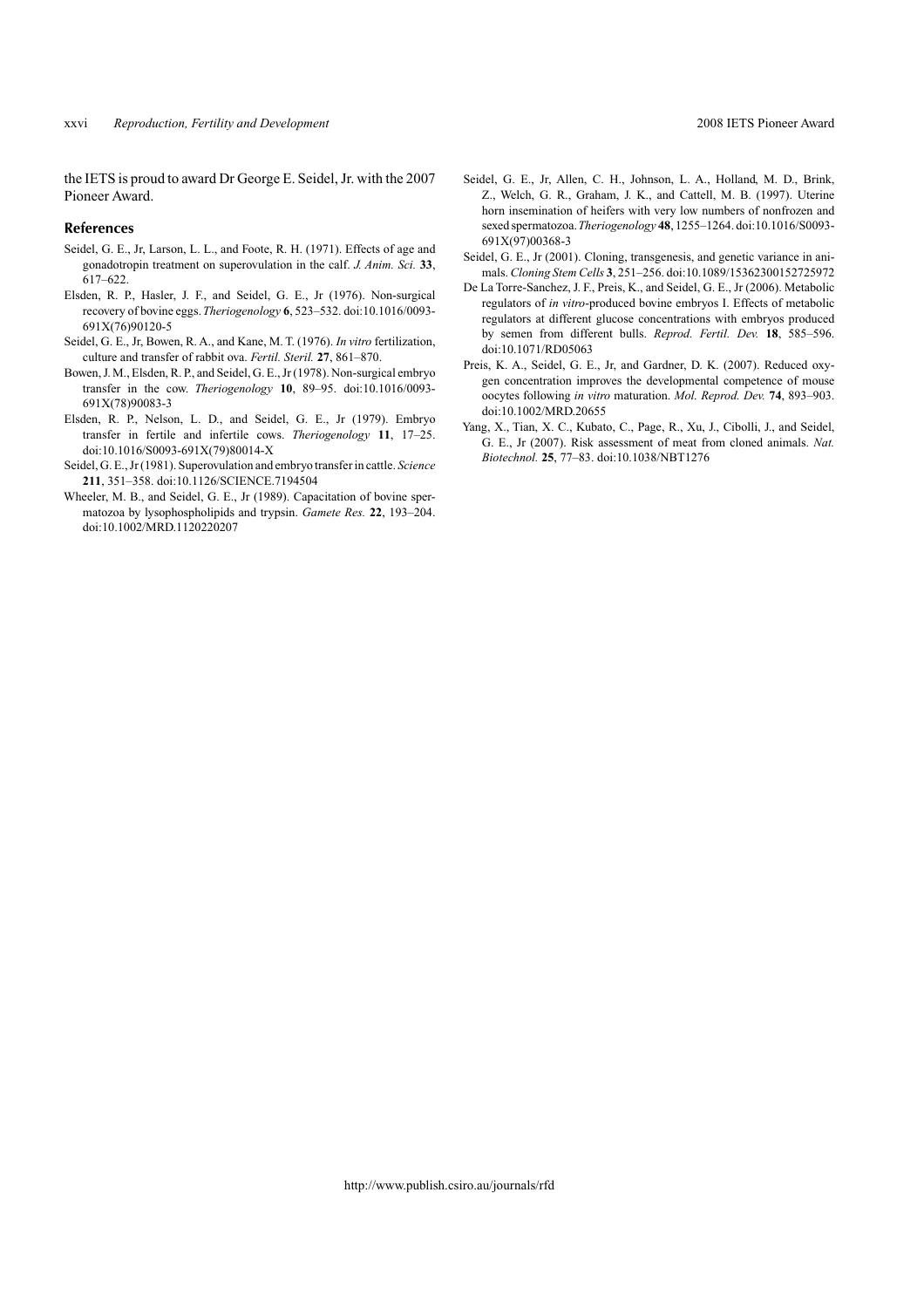the IETS is proud to award Dr George E. Seidel, Jr. with the 2007 Pioneer Award.

## References

Seidel, G. E., Jr, Larson, L. L., and Foote, R. H. (1971). Effects of age and gonadotropin treatment on superovulation in the calf. *J. Anim. Sci.* **33**, 617–622.

Elsden, R. P., Hasler, J. F., and Seidel, G. E., Jr (1976). Non-surgical recovery of bovine eggs. *Theriogenology* **6**, 523–532. doi:10.1016/0093-691X(76)90120-5

Seidel, G. E., Jr, Bowen, R. A., and Kane, M. T. (1976). *In vitro* fertilization, culture and transfer of rabbit ova. *Fertil. Steril.* **27**, 861–870.

Bowen, J. M., Elsden, R. P., and Seidel, G. E., Jr (1978). Non-surgical embryo transfer in the cow. *Theriogenology* **10**, 89–95. doi:10.1016/0093-691X(78)90083-3

Elsden, R. P., Nelson, L. D., and Seidel, G. E., Jr (1979). Embryo transfer in fertile and infertile cows. *Theriogenology* **11**, 17–25. doi:10.1016/S0093-691X(79)80014-X

Seidel, G. E., Jr (1981). Superovulation and embryo transfer in cattle. *Science* **211**, 351–358. doi:10.1126/SCIENCE.7194504

Wheeler, M. B., and Seidel, G. E., Jr (1989). Capacitation of bovine spermatozoa by lysophospholipids and trypsin. *Gamete Res.* **22**, 193–204. doi:10.1002/MRD.1120220207

Seidel, G. E., Jr, Allen, C. H., Johnson, L. A., Holland, M. D., Brink, Z., Welch, G. R., Graham, J. K., and Cattell, M. B. (1997). Uterine horn insemination of heifers with very low numbers of nonfrozen and sexed spermatozoa. *Theriogenology* **48**, 1255–1264. doi:10.1016/S0093-691X(97)00368-3

Seidel, G. E., Jr (2001). Cloning, transgenesis, and genetic variance in animals. *Cloning Stem Cells* **3**, 251–256. doi:10.1089/15362300152725972

De La Torre-Sanchez, J. F., Preis, K., and Seidel, G. E., Jr (2006). Metabolic regulators of *in vitro*-produced bovine embryos I. Effects of metabolic regulators at different glucose concentrations with embryos produced by semen from different bulls. *Reprod. Fertil. Dev.* **18**, 585–596. doi:10.1071/RD05063

Preis, K. A., Seidel, G. E., Jr, and Gardner, D. K. (2007). Reduced oxygen concentration improves the developmental competence of mouse oocytes following *in vitro* maturation. *Mol. Reprod. Dev.* **74**, 893–903. doi:10.1002/MRD.20655

Yang, X., Tian, X. C., Kubato, C., Page, R., Xu, J., Cibolli, J., and Seidel, G. E., Jr (2007). Risk assessment of meat from cloned animals. *Nat. Biotechnol.* **25**, 77–83. doi:10.1038/NBT1276